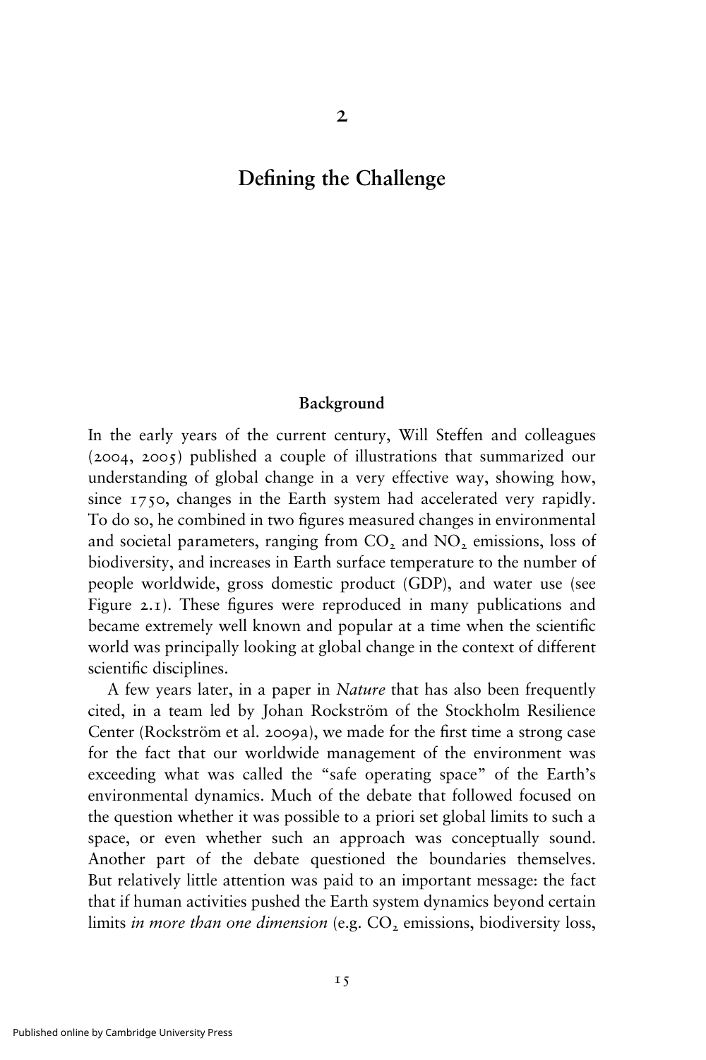# 2

# Defining the Challenge

## Background

In the early years of the current century, Will Steffen and colleagues (2004, 2005) published a couple of illustrations that summarized our understanding of global change in a very effective way, showing how, since 1750, changes in the Earth system had accelerated very rapidly. To do so, he combined in two figures measured changes in environmental and societal parameters, ranging from $CO_2$ and $NO_2$ emissions, loss of biodiversity, and increases in Earth surface temperature to the number of people worldwide, gross domestic product (GDP), and water use (see Figure 2.1). These figures were reproduced in many publications and became extremely well known and popular at a time when the scientific world was principally looking at global change in the context of different scientific disciplines.

A few years later, in a paper in *Nature* that has also been frequently cited, in a team led by Johan Rockström of the Stockholm Resilience Center (Rockström et al. 2009a), we made for the first time a strong case for the fact that our worldwide management of the environment was exceeding what was called the "safe operating space" of the Earth's environmental dynamics. Much of the debate that followed focused on the question whether it was possible to a priori set global limits to such a space, or even whether such an approach was conceptually sound. Another part of the debate questioned the boundaries themselves. But relatively little attention was paid to an important message: the fact that if human activities pushed the Earth system dynamics beyond certain limits *in more than one dimension* (e.g. $CO_2$ emissions, biodiversity loss,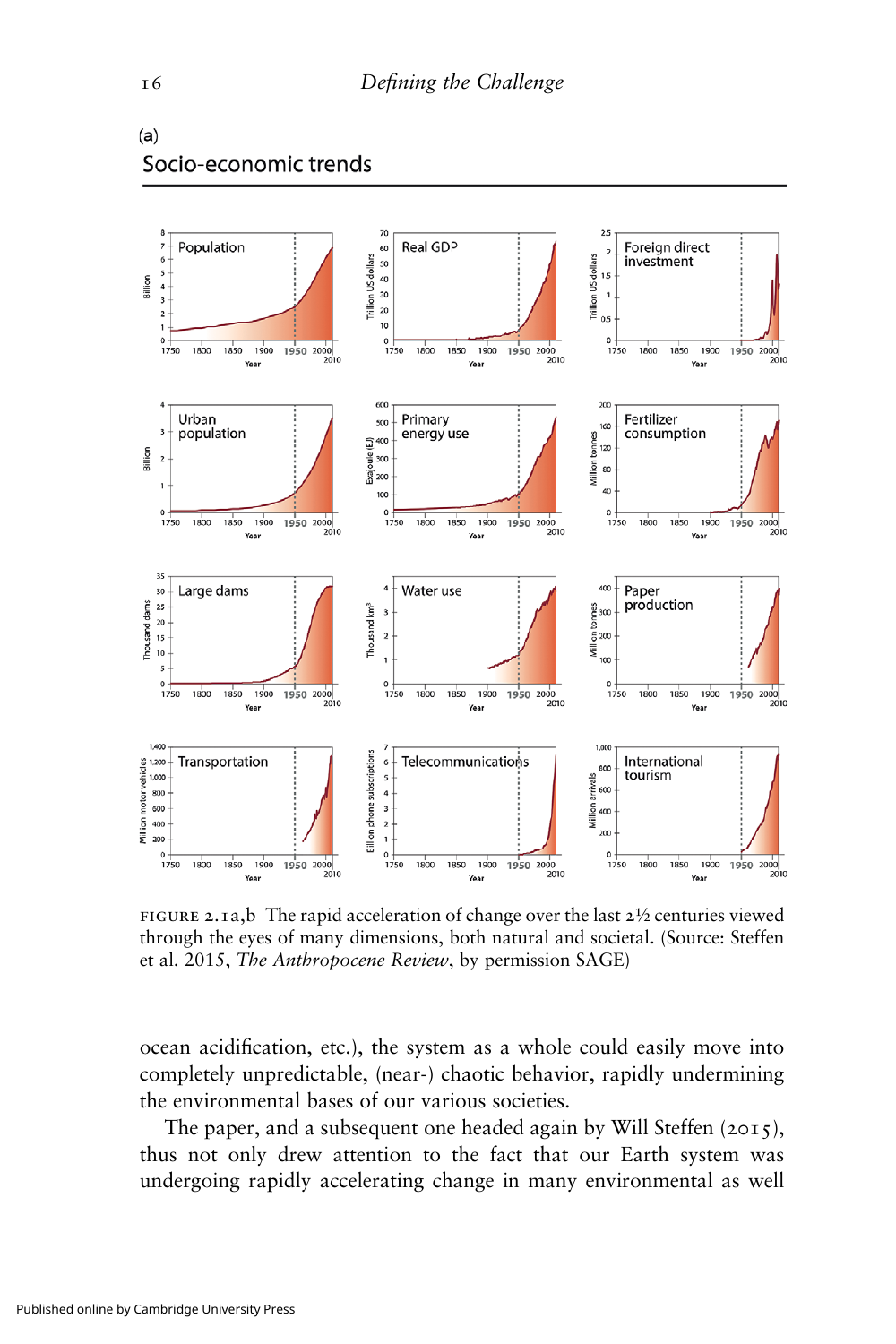(a)

Socio-economic trends

Population
Billion
8
7
6
5
4
3
2
1
0
1750 1800 1850 1900 1950 2000 2010
Year

Real GDP
Trillion US dollars
70
60
50
40
30
20
10
0
1750 1800 1850 1900 1950 2000 2010
Year

Foreign direct investment
Trillion US dollars
2.5
2
1.5
1
0.5
0
1750 1800 1850 1900 1950 2000 2010
Year

Urban population
Billion
4
3
2
1
0
1750 1800 1850 1900 1950 2000 2010
Year

Primary energy use
Exajoule (EJ)
600
500
400
300
200
100
0
1750 1800 1850 1900 1950 2000 2010
Year

Fertilizer consumption
Million tonnes
200
160
120
80
40
0
1750 1800 1850 1900 1950 2000 2010
Year

Large dams
Thousand dams
35
30
25
20
15
10
5
0
1750 1800 1850 1900 1950 2000 2010
Year

Water use
Thousand km³
4
3
2
1
0
1750 1800 1850 1900 1950 2000 2010
Year

Paper production
Million tonnes
400
300
200
100
0
1750 1800 1850 1900 1950 2000 2010
Year

Transportation
Million motor vehicles
1,400
1,200
1,000
800
600
400
200
0
1750 1800 1850 1900 1950 2000 2010
Year

Telecommunications
Billion phone subscriptions
7
6
5
4
3
2
1
0
1750 1800 1850 1900 1950 2000 2010
Year

International tourism
Million arrivals
1,000
800
600
400
200
0
1750 1800 1850 1900 1950 2000 2010
Year

FIGURE 2.1a,b The rapid acceleration of change over the last 2½ centuries viewed through the eyes of many dimensions, both natural and societal. (Source: Steffen et al. 2015, *The Anthropocene Review*, by permission SAGE)

ocean acidification, etc.), the system as a whole could easily move into completely unpredictable, (near-) chaotic behavior, rapidly undermining the environmental bases of our various societies.

The paper, and a subsequent one headed again by Will Steffen (2015), thus not only drew attention to the fact that our Earth system was undergoing rapidly accelerating change in many environmental as well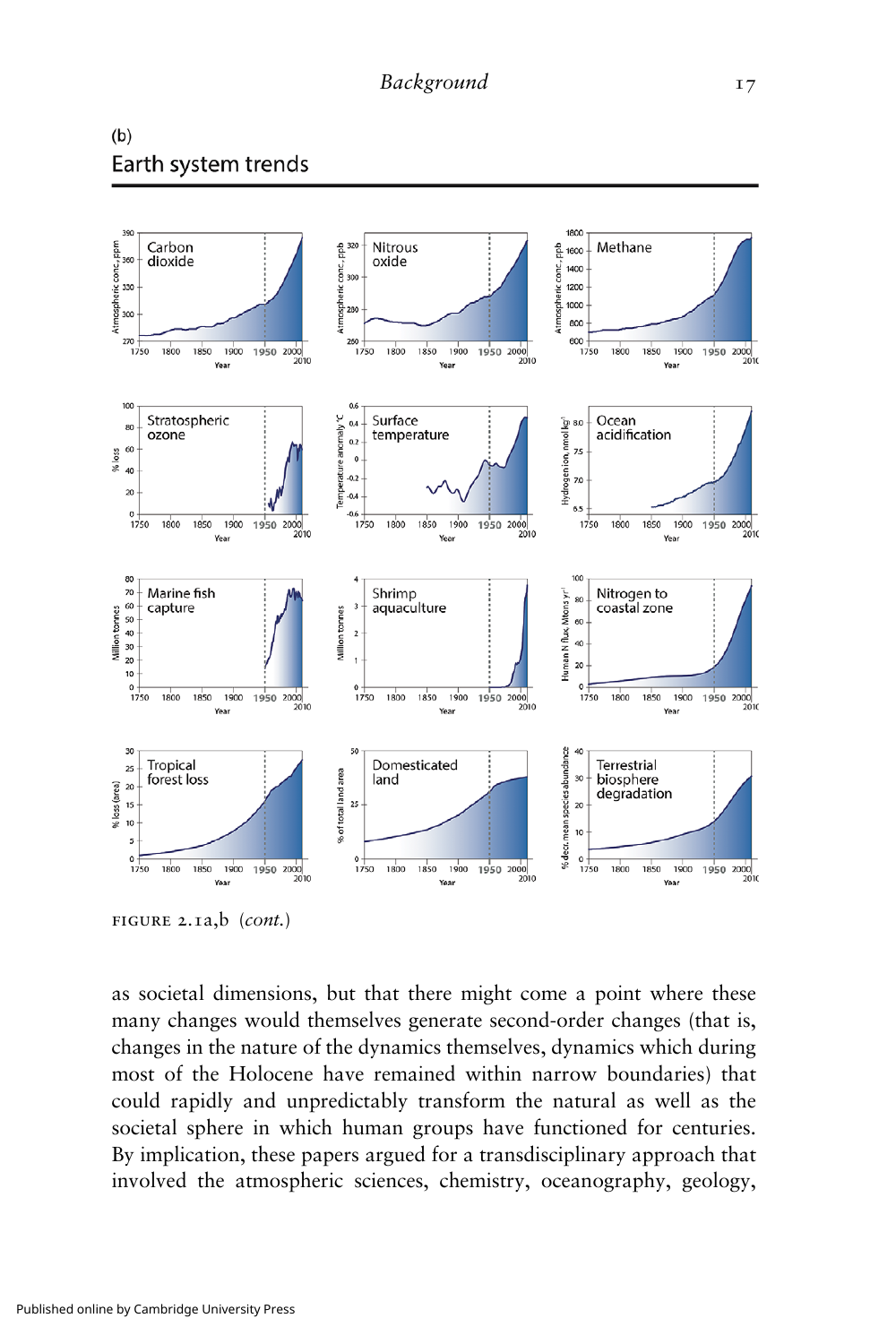(b)
Earth system trends

FIGURE 2.1a,b (*cont.*)

as societal dimensions, but that there might come a point where these many changes would themselves generate second-order changes (that is, changes in the nature of the dynamics themselves, dynamics which during most of the Holocene have remained within narrow boundaries) that could rapidly and unpredictably transform the natural as well as the societal sphere in which human groups have functioned for centuries. By implication, these papers argued for a transdisciplinary approach that involved the atmospheric sciences, chemistry, oceanography, geology,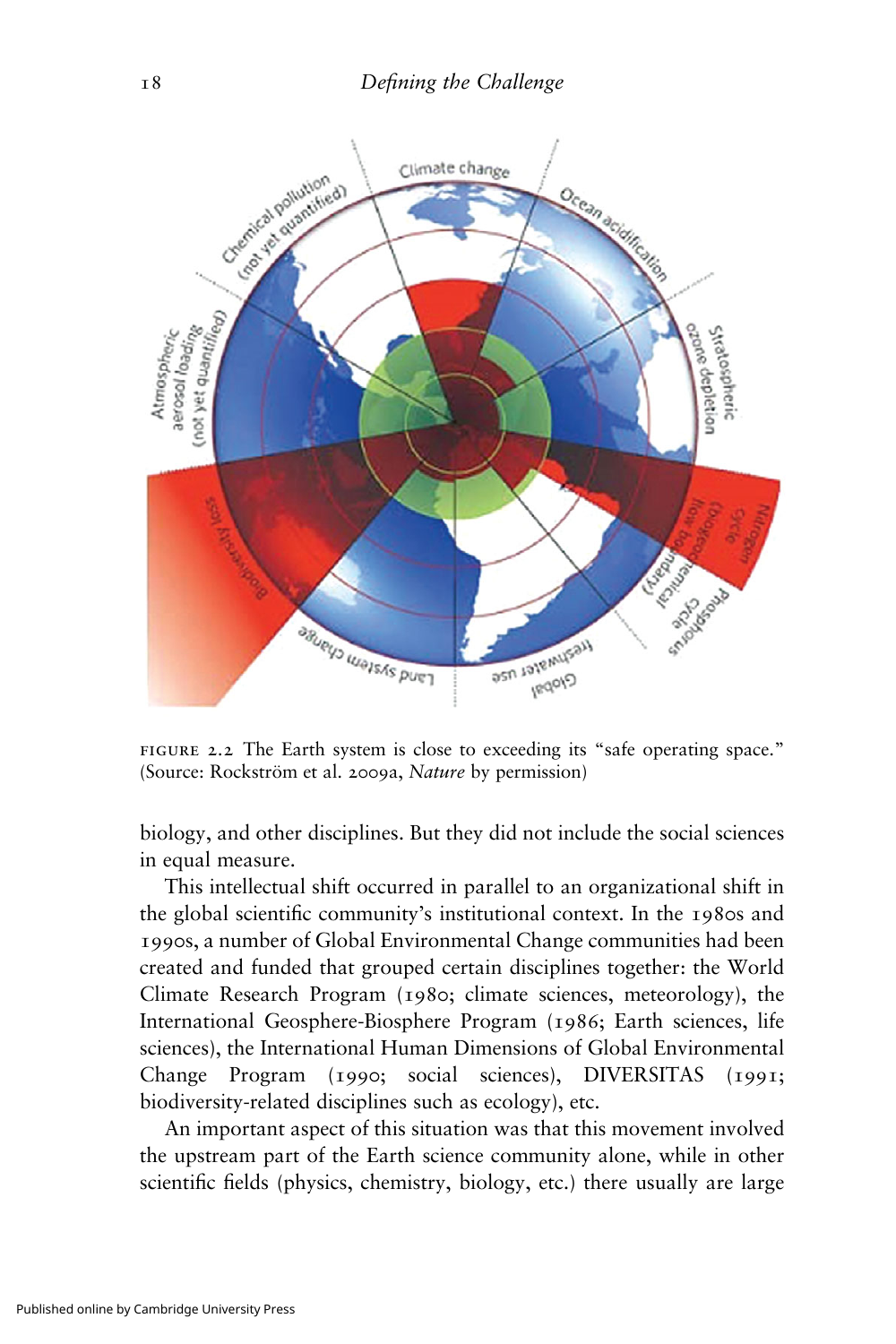Climate change

Ocean acidification

Stratospheric ozone depletion

Nitrogen cycle (biogeochemical flow boundary)

Phosphorus cycle

Global freshwater use

Land system change

Biodiversity loss

Atmospheric aerosol loading (not yet quantified)

Chemical pollution (not yet quantified)

FIGURE 2.2 The Earth system is close to exceeding its "safe operating space." (Source: Rockström et al. 2009a, *Nature* by permission)

biology, and other disciplines. But they did not include the social sciences in equal measure.

This intellectual shift occurred in parallel to an organizational shift in the global scientific community's institutional context. In the 1980s and 1990s, a number of Global Environmental Change communities had been created and funded that grouped certain disciplines together: the World Climate Research Program (1980; climate sciences, meteorology), the International Geosphere-Biosphere Program (1986; Earth sciences, life sciences), the International Human Dimensions of Global Environmental Change Program (1990; social sciences), DIVERSITAS (1991; biodiversity-related disciplines such as ecology), etc.

An important aspect of this situation was that this movement involved the upstream part of the Earth science community alone, while in other scientific fields (physics, chemistry, biology, etc.) there usually are large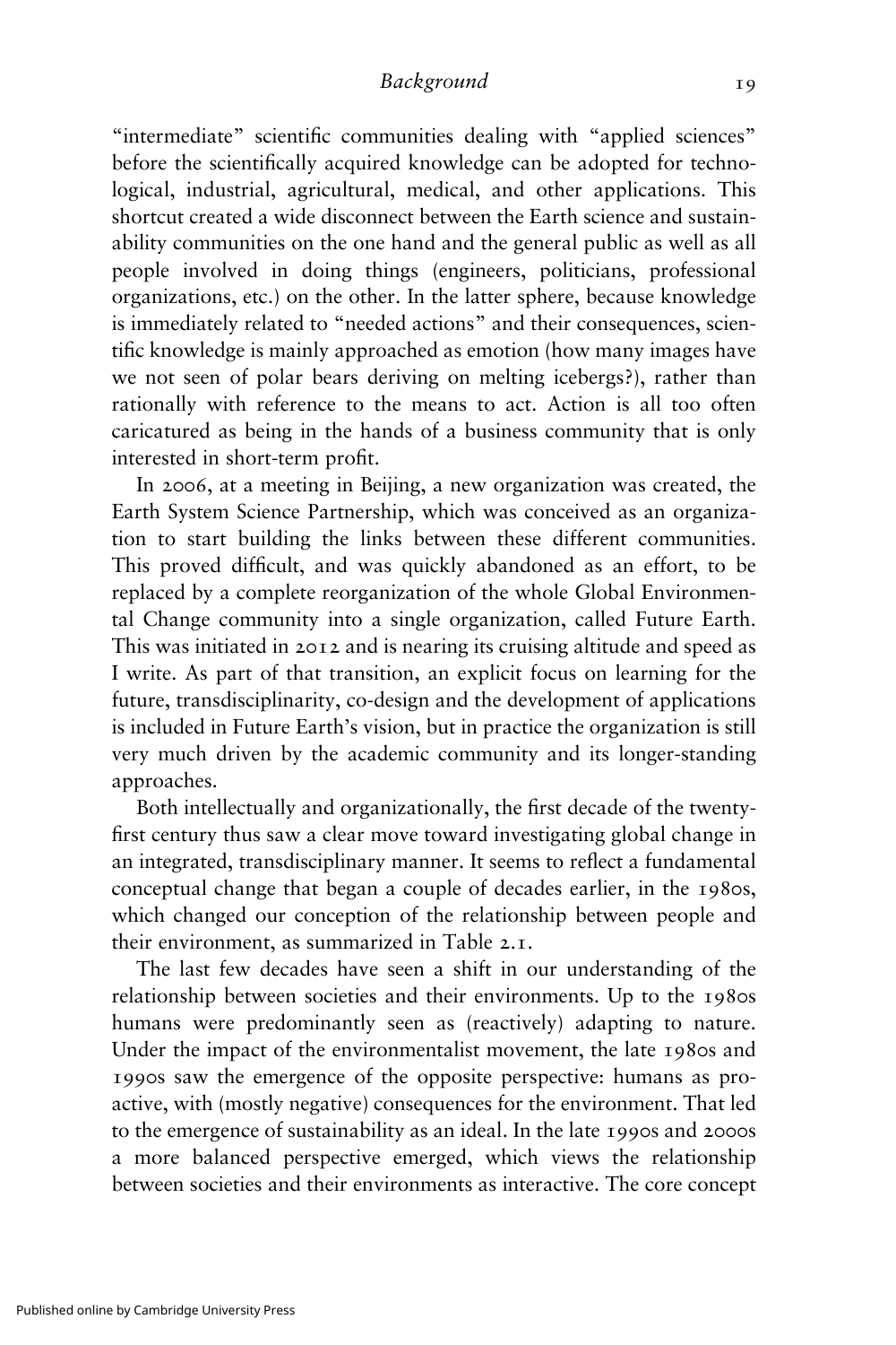"intermediate" scientific communities dealing with "applied sciences" before the scientifically acquired knowledge can be adopted for technological, industrial, agricultural, medical, and other applications. This shortcut created a wide disconnect between the Earth science and sustainability communities on the one hand and the general public as well as all people involved in doing things (engineers, politicians, professional organizations, etc.) on the other. In the latter sphere, because knowledge is immediately related to "needed actions" and their consequences, scientific knowledge is mainly approached as emotion (how many images have we not seen of polar bears deriving on melting icebergs?), rather than rationally with reference to the means to act. Action is all too often caricatured as being in the hands of a business community that is only interested in short-term profit.

In 2006, at a meeting in Beijing, a new organization was created, the Earth System Science Partnership, which was conceived as an organization to start building the links between these different communities. This proved difficult, and was quickly abandoned as an effort, to be replaced by a complete reorganization of the whole Global Environmental Change community into a single organization, called Future Earth. This was initiated in 2012 and is nearing its cruising altitude and speed as I write. As part of that transition, an explicit focus on learning for the future, transdisciplinarity, co-design and the development of applications is included in Future Earth's vision, but in practice the organization is still very much driven by the academic community and its longer-standing approaches.

Both intellectually and organizationally, the first decade of the twenty-first century thus saw a clear move toward investigating global change in an integrated, transdisciplinary manner. It seems to reflect a fundamental conceptual change that began a couple of decades earlier, in the 1980s, which changed our conception of the relationship between people and their environment, as summarized in Table 2.1.

The last few decades have seen a shift in our understanding of the relationship between societies and their environments. Up to the 1980s humans were predominantly seen as (reactively) adapting to nature. Under the impact of the environmentalist movement, the late 1980s and 1990s saw the emergence of the opposite perspective: humans as proactive, with (mostly negative) consequences for the environment. That led to the emergence of sustainability as an ideal. In the late 1990s and 2000s a more balanced perspective emerged, which views the relationship between societies and their environments as interactive. The core concept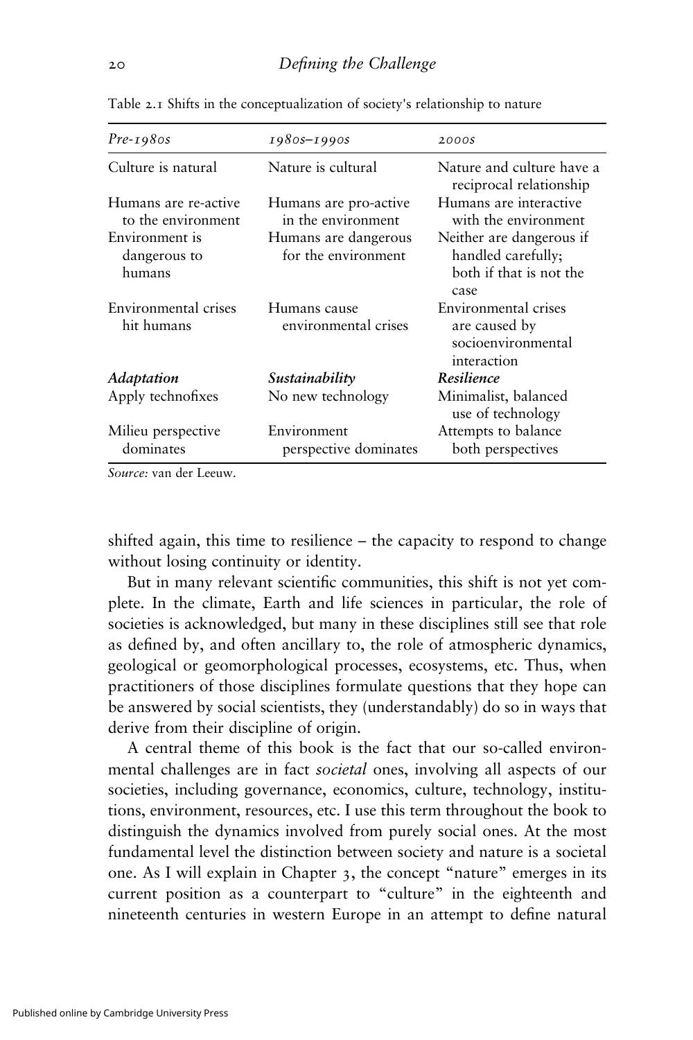Table 2.1 Shifts in the conceptualization of society's relationship to nature

| *Pre-1980s* | *1980s–1990s* | *2000s* |
|---|---|---|
| Culture is natural | Nature is cultural | Nature and culture have a reciprocal relationship |
| Humans are re-active to the environment | Humans are pro-active in the environment | Humans are interactive with the environment |
| Environment is dangerous to humans | Humans are dangerous for the environment | Neither are dangerous if handled carefully; both if that is not the case |
| Environmental crises hit humans | Humans cause environmental crises | Environmental crises are caused by socioenvironmental interaction |
| ***Adaptation*** | ***Sustainability*** | ***Resilience*** |
| Apply technofixes | No new technology | Minimalist, balanced use of technology |
| Milieu perspective dominates | Environment perspective dominates | Attempts to balance both perspectives |

*Source:* van der Leeuw.

shifted again, this time to resilience – the capacity to respond to change without losing continuity or identity.

But in many relevant scientific communities, this shift is not yet complete. In the climate, Earth and life sciences in particular, the role of societies is acknowledged, but many in these disciplines still see that role as defined by, and often ancillary to, the role of atmospheric dynamics, geological or geomorphological processes, ecosystems, etc. Thus, when practitioners of those disciplines formulate questions that they hope can be answered by social scientists, they (understandably) do so in ways that derive from their discipline of origin.

A central theme of this book is the fact that our so-called environmental challenges are in fact *societal* ones, involving all aspects of our societies, including governance, economics, culture, technology, institutions, environment, resources, etc. I use this term throughout the book to distinguish the dynamics involved from purely social ones. At the most fundamental level the distinction between society and nature is a societal one. As I will explain in Chapter 3, the concept "nature" emerges in its current position as a counterpart to "culture" in the eighteenth and nineteenth centuries in western Europe in an attempt to define natural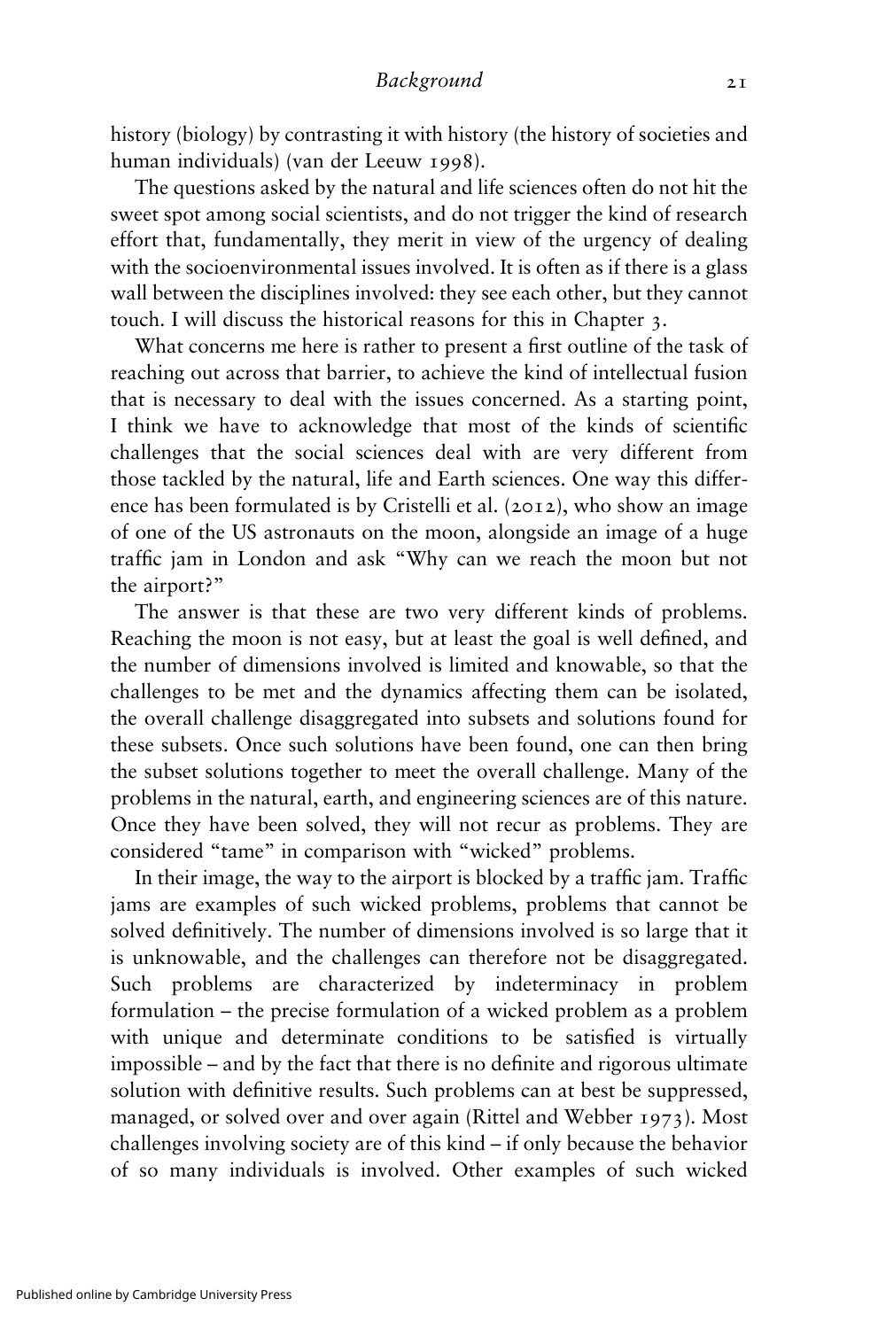history (biology) by contrasting it with history (the history of societies and human individuals) (van der Leeuw 1998).

The questions asked by the natural and life sciences often do not hit the sweet spot among social scientists, and do not trigger the kind of research effort that, fundamentally, they merit in view of the urgency of dealing with the socioenvironmental issues involved. It is often as if there is a glass wall between the disciplines involved: they see each other, but they cannot touch. I will discuss the historical reasons for this in Chapter 3.

What concerns me here is rather to present a first outline of the task of reaching out across that barrier, to achieve the kind of intellectual fusion that is necessary to deal with the issues concerned. As a starting point, I think we have to acknowledge that most of the kinds of scientific challenges that the social sciences deal with are very different from those tackled by the natural, life and Earth sciences. One way this difference has been formulated is by Cristelli et al. (2012), who show an image of one of the US astronauts on the moon, alongside an image of a huge traffic jam in London and ask "Why can we reach the moon but not the airport?"

The answer is that these are two very different kinds of problems. Reaching the moon is not easy, but at least the goal is well defined, and the number of dimensions involved is limited and knowable, so that the challenges to be met and the dynamics affecting them can be isolated, the overall challenge disaggregated into subsets and solutions found for these subsets. Once such solutions have been found, one can then bring the subset solutions together to meet the overall challenge. Many of the problems in the natural, earth, and engineering sciences are of this nature. Once they have been solved, they will not recur as problems. They are considered "tame" in comparison with "wicked" problems.

In their image, the way to the airport is blocked by a traffic jam. Traffic jams are examples of such wicked problems, problems that cannot be solved definitively. The number of dimensions involved is so large that it is unknowable, and the challenges can therefore not be disaggregated. Such problems are characterized by indeterminacy in problem formulation – the precise formulation of a wicked problem as a problem with unique and determinate conditions to be satisfied is virtually impossible – and by the fact that there is no definite and rigorous ultimate solution with definitive results. Such problems can at best be suppressed, managed, or solved over and over again (Rittel and Webber 1973). Most challenges involving society are of this kind – if only because the behavior of so many individuals is involved. Other examples of such wicked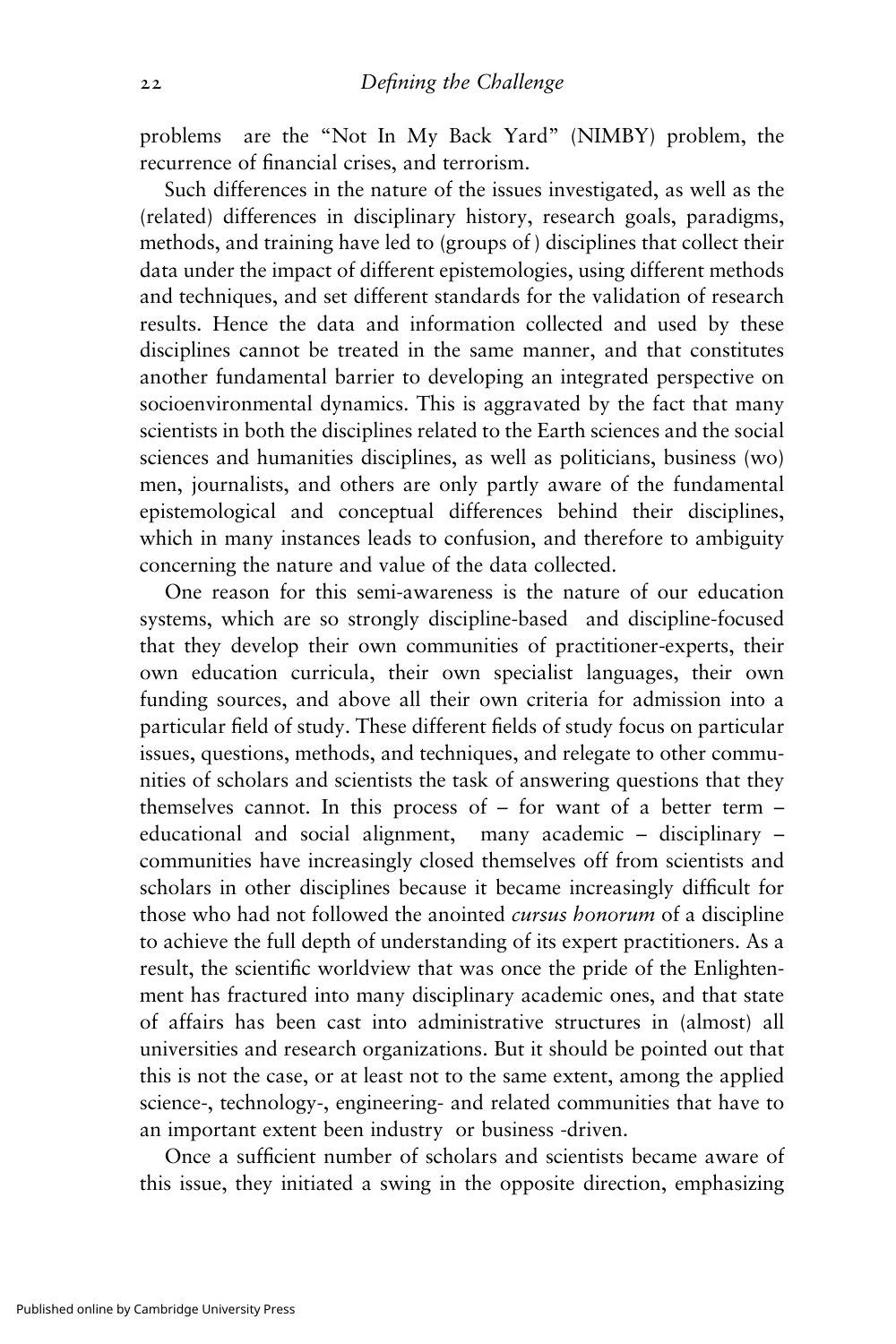problems are the "Not In My Back Yard" (NIMBY) problem, the recurrence of financial crises, and terrorism.

Such differences in the nature of the issues investigated, as well as the (related) differences in disciplinary history, research goals, paradigms, methods, and training have led to (groups of) disciplines that collect their data under the impact of different epistemologies, using different methods and techniques, and set different standards for the validation of research results. Hence the data and information collected and used by these disciplines cannot be treated in the same manner, and that constitutes another fundamental barrier to developing an integrated perspective on socioenvironmental dynamics. This is aggravated by the fact that many scientists in both the disciplines related to the Earth sciences and the social sciences and humanities disciplines, as well as politicians, business (wo) men, journalists, and others are only partly aware of the fundamental epistemological and conceptual differences behind their disciplines, which in many instances leads to confusion, and therefore to ambiguity concerning the nature and value of the data collected.

One reason for this semi-awareness is the nature of our education systems, which are so strongly discipline-based and discipline-focused that they develop their own communities of practitioner-experts, their own education curricula, their own specialist languages, their own funding sources, and above all their own criteria for admission into a particular field of study. These different fields of study focus on particular issues, questions, methods, and techniques, and relegate to other communities of scholars and scientists the task of answering questions that they themselves cannot. In this process of – for want of a better term – educational and social alignment, many academic – disciplinary – communities have increasingly closed themselves off from scientists and scholars in other disciplines because it became increasingly difficult for those who had not followed the anointed *cursus honorum* of a discipline to achieve the full depth of understanding of its expert practitioners. As a result, the scientific worldview that was once the pride of the Enlightenment has fractured into many disciplinary academic ones, and that state of affairs has been cast into administrative structures in (almost) all universities and research organizations. But it should be pointed out that this is not the case, or at least not to the same extent, among the applied science-, technology-, engineering- and related communities that have to an important extent been industry or business -driven.

Once a sufficient number of scholars and scientists became aware of this issue, they initiated a swing in the opposite direction, emphasizing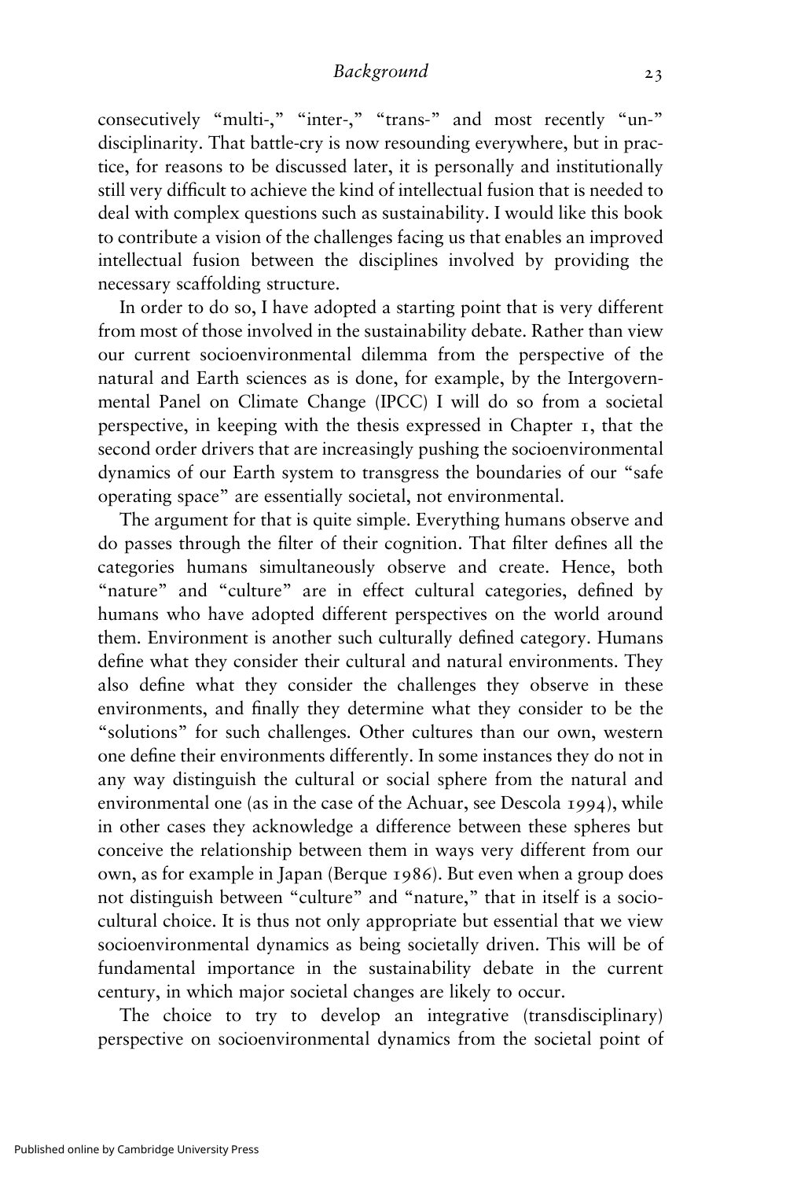consecutively "multi-," "inter-," "trans-" and most recently "un-" disciplinarity. That battle-cry is now resounding everywhere, but in practice, for reasons to be discussed later, it is personally and institutionally still very difficult to achieve the kind of intellectual fusion that is needed to deal with complex questions such as sustainability. I would like this book to contribute a vision of the challenges facing us that enables an improved intellectual fusion between the disciplines involved by providing the necessary scaffolding structure.

In order to do so, I have adopted a starting point that is very different from most of those involved in the sustainability debate. Rather than view our current socioenvironmental dilemma from the perspective of the natural and Earth sciences as is done, for example, by the Intergovernmental Panel on Climate Change (IPCC) I will do so from a societal perspective, in keeping with the thesis expressed in Chapter 1, that the second order drivers that are increasingly pushing the socioenvironmental dynamics of our Earth system to transgress the boundaries of our "safe operating space" are essentially societal, not environmental.

The argument for that is quite simple. Everything humans observe and do passes through the filter of their cognition. That filter defines all the categories humans simultaneously observe and create. Hence, both "nature" and "culture" are in effect cultural categories, defined by humans who have adopted different perspectives on the world around them. Environment is another such culturally defined category. Humans define what they consider their cultural and natural environments. They also define what they consider the challenges they observe in these environments, and finally they determine what they consider to be the "solutions" for such challenges. Other cultures than our own, western one define their environments differently. In some instances they do not in any way distinguish the cultural or social sphere from the natural and environmental one (as in the case of the Achuar, see Descola 1994), while in other cases they acknowledge a difference between these spheres but conceive the relationship between them in ways very different from our own, as for example in Japan (Berque 1986). But even when a group does not distinguish between "culture" and "nature," that in itself is a sociocultural choice. It is thus not only appropriate but essential that we view socioenvironmental dynamics as being societally driven. This will be of fundamental importance in the sustainability debate in the current century, in which major societal changes are likely to occur.

The choice to try to develop an integrative (transdisciplinary) perspective on socioenvironmental dynamics from the societal point of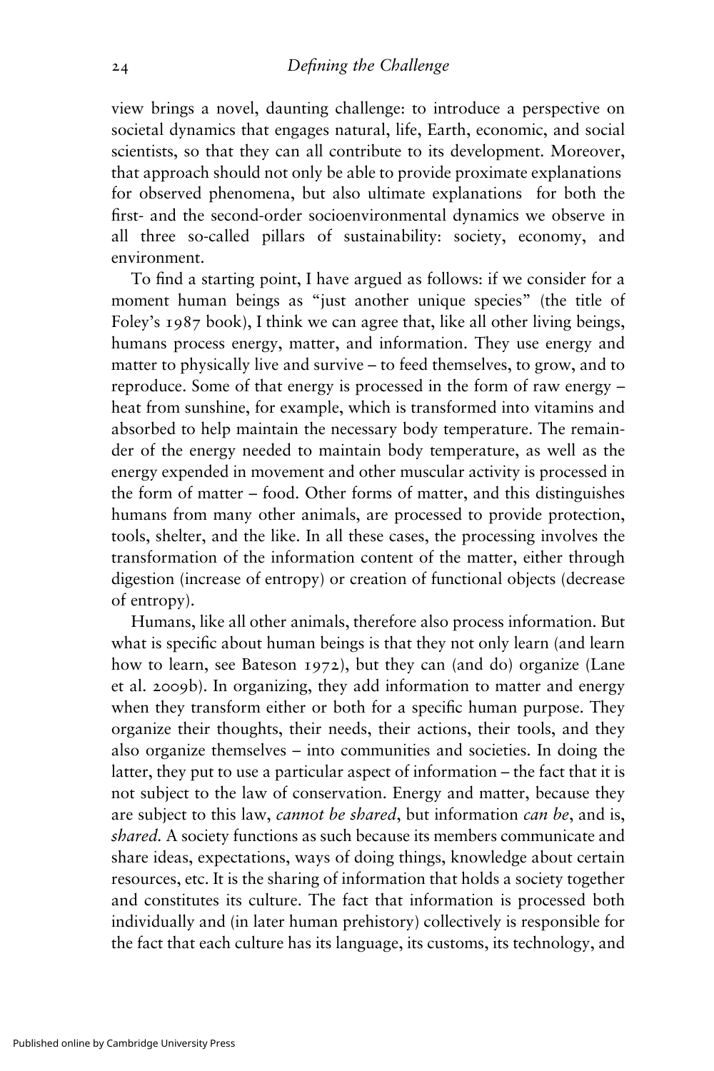view brings a novel, daunting challenge: to introduce a perspective on societal dynamics that engages natural, life, Earth, economic, and social scientists, so that they can all contribute to its development. Moreover, that approach should not only be able to provide proximate explanations for observed phenomena, but also ultimate explanations for both the first- and the second-order socioenvironmental dynamics we observe in all three so-called pillars of sustainability: society, economy, and environment.

To find a starting point, I have argued as follows: if we consider for a moment human beings as "just another unique species" (the title of Foley's 1987 book), I think we can agree that, like all other living beings, humans process energy, matter, and information. They use energy and matter to physically live and survive – to feed themselves, to grow, and to reproduce. Some of that energy is processed in the form of raw energy – heat from sunshine, for example, which is transformed into vitamins and absorbed to help maintain the necessary body temperature. The remainder of the energy needed to maintain body temperature, as well as the energy expended in movement and other muscular activity is processed in the form of matter – food. Other forms of matter, and this distinguishes humans from many other animals, are processed to provide protection, tools, shelter, and the like. In all these cases, the processing involves the transformation of the information content of the matter, either through digestion (increase of entropy) or creation of functional objects (decrease of entropy).

Humans, like all other animals, therefore also process information. But what is specific about human beings is that they not only learn (and learn how to learn, see Bateson 1972), but they can (and do) organize (Lane et al. 2009b). In organizing, they add information to matter and energy when they transform either or both for a specific human purpose. They organize their thoughts, their needs, their actions, their tools, and they also organize themselves – into communities and societies. In doing the latter, they put to use a particular aspect of information – the fact that it is not subject to the law of conservation. Energy and matter, because they are subject to this law, *cannot be shared*, but information *can be*, and is, *shared*. A society functions as such because its members communicate and share ideas, expectations, ways of doing things, knowledge about certain resources, etc. It is the sharing of information that holds a society together and constitutes its culture. The fact that information is processed both individually and (in later human prehistory) collectively is responsible for the fact that each culture has its language, its customs, its technology, and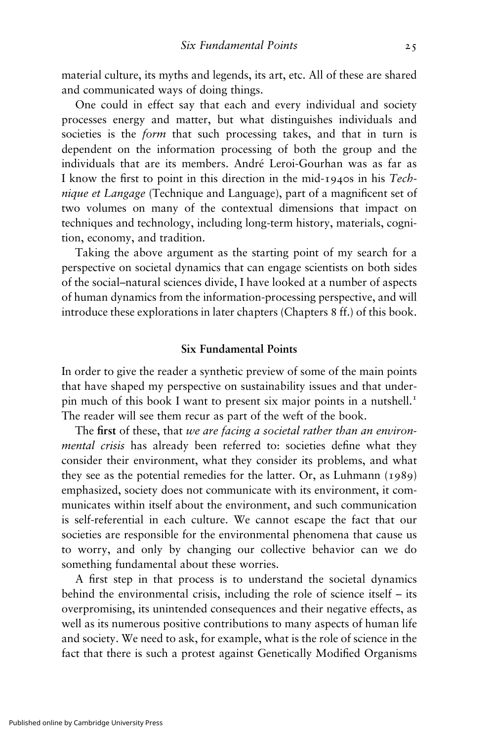material culture, its myths and legends, its art, etc. All of these are shared and communicated ways of doing things.

One could in effect say that each and every individual and society processes energy and matter, but what distinguishes individuals and societies is the *form* that such processing takes, and that in turn is dependent on the information processing of both the group and the individuals that are its members. André Leroi-Gourhan was as far as I know the first to point in this direction in the mid-1940s in his *Technique et Langage* (Technique and Language), part of a magnificent set of two volumes on many of the contextual dimensions that impact on techniques and technology, including long-term history, materials, cognition, economy, and tradition.

Taking the above argument as the starting point of my search for a perspective on societal dynamics that can engage scientists on both sides of the social–natural sciences divide, I have looked at a number of aspects of human dynamics from the information-processing perspective, and will introduce these explorations in later chapters (Chapters 8 ff.) of this book.

## Six Fundamental Points

In order to give the reader a synthetic preview of some of the main points that have shaped my perspective on sustainability issues and that underpin much of this book I want to present six major points in a nutshell.[1] The reader will see them recur as part of the weft of the book.

The **first** of these, that *we are facing a societal rather than an environmental crisis* has already been referred to: societies define what they consider their environment, what they consider its problems, and what they see as the potential remedies for the latter. Or, as Luhmann (1989) emphasized, society does not communicate with its environment, it communicates within itself about the environment, and such communication is self-referential in each culture. We cannot escape the fact that our societies are responsible for the environmental phenomena that cause us to worry, and only by changing our collective behavior can we do something fundamental about these worries.

A first step in that process is to understand the societal dynamics behind the environmental crisis, including the role of science itself – its overpromising, its unintended consequences and their negative effects, as well as its numerous positive contributions to many aspects of human life and society. We need to ask, for example, what is the role of science in the fact that there is such a protest against Genetically Modified Organisms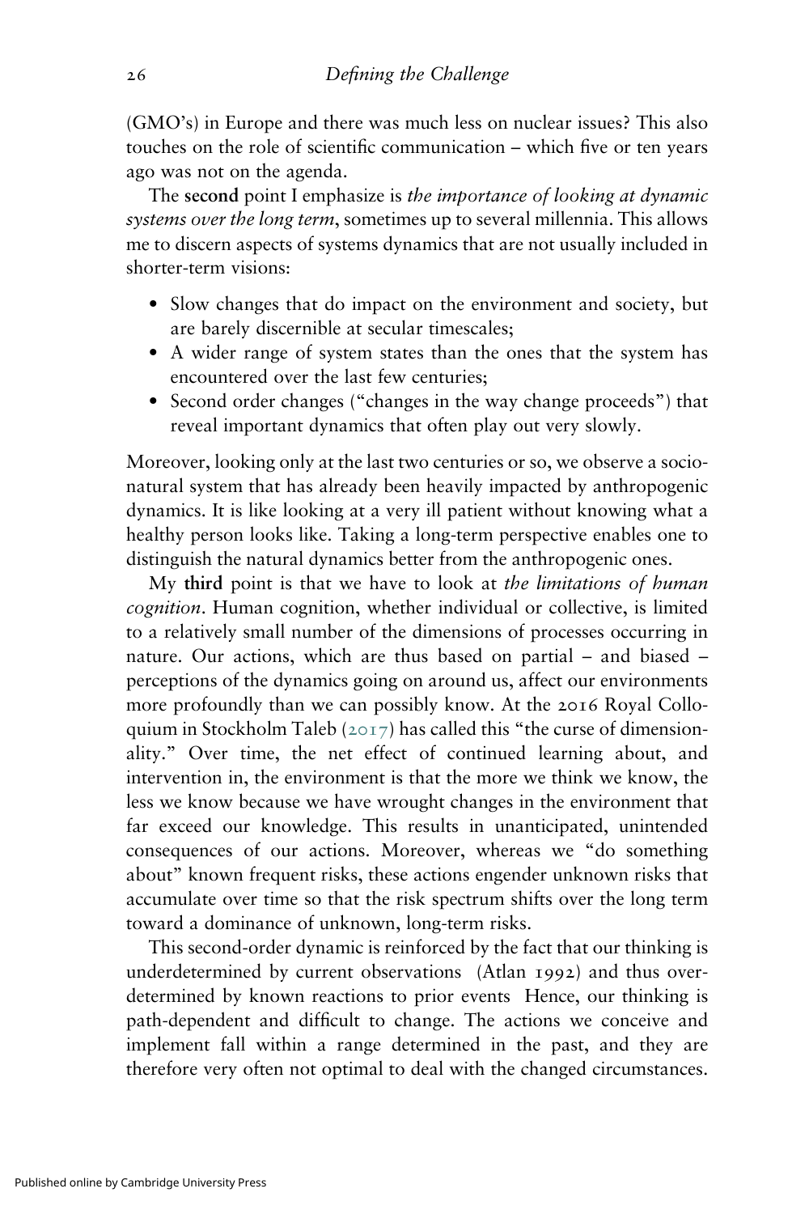(GMO's) in Europe and there was much less on nuclear issues? This also touches on the role of scientific communication – which five or ten years ago was not on the agenda.

The **second** point I emphasize is *the importance of looking at dynamic systems over the long term*, sometimes up to several millennia. This allows me to discern aspects of systems dynamics that are not usually included in shorter-term visions:

- Slow changes that do impact on the environment and society, but are barely discernible at secular timescales;
- A wider range of system states than the ones that the system has encountered over the last few centuries;
- Second order changes ("changes in the way change proceeds") that reveal important dynamics that often play out very slowly.

Moreover, looking only at the last two centuries or so, we observe a socio-natural system that has already been heavily impacted by anthropogenic dynamics. It is like looking at a very ill patient without knowing what a healthy person looks like. Taking a long-term perspective enables one to distinguish the natural dynamics better from the anthropogenic ones.

My **third** point is that we have to look at *the limitations of human cognition*. Human cognition, whether individual or collective, is limited to a relatively small number of the dimensions of processes occurring in nature. Our actions, which are thus based on partial – and biased – perceptions of the dynamics going on around us, affect our environments more profoundly than we can possibly know. At the 2016 Royal Colloquium in Stockholm Taleb (2017) has called this "the curse of dimensionality." Over time, the net effect of continued learning about, and intervention in, the environment is that the more we think we know, the less we know because we have wrought changes in the environment that far exceed our knowledge. This results in unanticipated, unintended consequences of our actions. Moreover, whereas we "do something about" known frequent risks, these actions engender unknown risks that accumulate over time so that the risk spectrum shifts over the long term toward a dominance of unknown, long-term risks.

This second-order dynamic is reinforced by the fact that our thinking is underdetermined by current observations (Atlan 1992) and thus over-determined by known reactions to prior events Hence, our thinking is path-dependent and difficult to change. The actions we conceive and implement fall within a range determined in the past, and they are therefore very often not optimal to deal with the changed circumstances.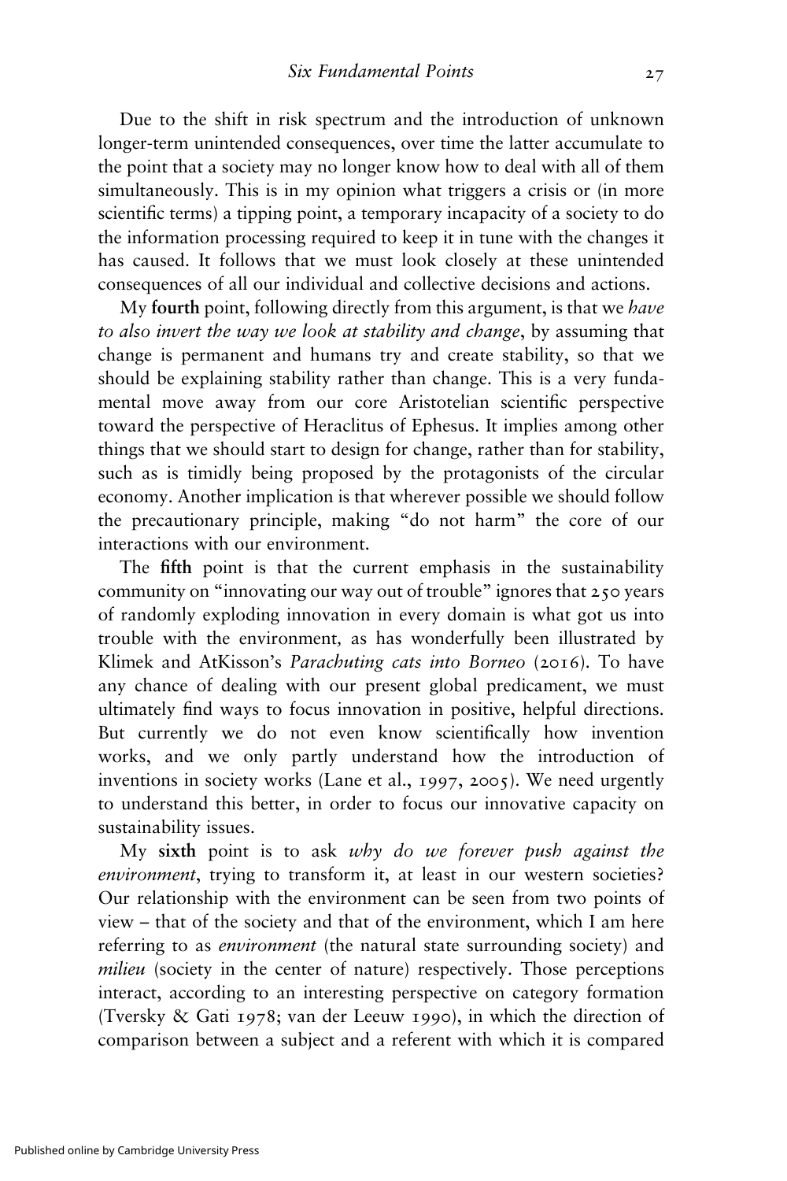Due to the shift in risk spectrum and the introduction of unknown longer-term unintended consequences, over time the latter accumulate to the point that a society may no longer know how to deal with all of them simultaneously. This is in my opinion what triggers a crisis or (in more scientific terms) a tipping point, a temporary incapacity of a society to do the information processing required to keep it in tune with the changes it has caused. It follows that we must look closely at these unintended consequences of all our individual and collective decisions and actions.

My **fourth** point, following directly from this argument, is that we *have to also invert the way we look at stability and change*, by assuming that change is permanent and humans try and create stability, so that we should be explaining stability rather than change. This is a very fundamental move away from our core Aristotelian scientific perspective toward the perspective of Heraclitus of Ephesus. It implies among other things that we should start to design for change, rather than for stability, such as is timidly being proposed by the protagonists of the circular economy. Another implication is that wherever possible we should follow the precautionary principle, making "do not harm" the core of our interactions with our environment.

The **fifth** point is that the current emphasis in the sustainability community on "innovating our way out of trouble" ignores that 250 years of randomly exploding innovation in every domain is what got us into trouble with the environment, as has wonderfully been illustrated by Klimek and AtKisson's *Parachuting cats into Borneo* (2016). To have any chance of dealing with our present global predicament, we must ultimately find ways to focus innovation in positive, helpful directions. But currently we do not even know scientifically how invention works, and we only partly understand how the introduction of inventions in society works (Lane et al., 1997, 2005). We need urgently to understand this better, in order to focus our innovative capacity on sustainability issues.

My **sixth** point is to ask *why do we forever push against the environment*, trying to transform it, at least in our western societies? Our relationship with the environment can be seen from two points of view – that of the society and that of the environment, which I am here referring to as *environment* (the natural state surrounding society) and *milieu* (society in the center of nature) respectively. Those perceptions interact, according to an interesting perspective on category formation (Tversky & Gati 1978; van der Leeuw 1990), in which the direction of comparison between a subject and a referent with which it is compared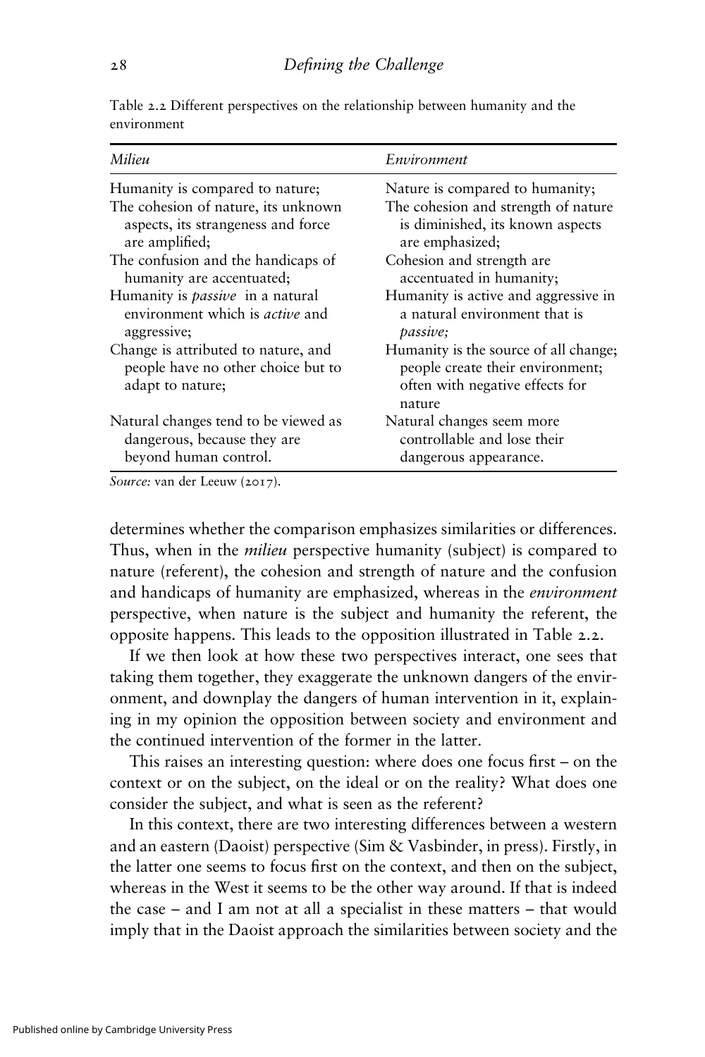Table 2.2 Different perspectives on the relationship between humanity and the environment

| *Milieu* | *Environment* |
|---|---|
| Humanity is compared to nature; | Nature is compared to humanity; |
| The cohesion of nature, its unknown aspects, its strangeness and force are amplified; | The cohesion and strength of nature is diminished, its known aspects are emphasized; |
| The confusion and the handicaps of humanity are accentuated; | Cohesion and strength are accentuated in humanity; |
| Humanity is *passive* in a natural environment which is *active* and aggressive; | Humanity is active and aggressive in a natural environment that is *passive;* |
| Change is attributed to nature, and people have no other choice but to adapt to nature; | Humanity is the source of all change; people create their environment; often with negative effects for nature |
| Natural changes tend to be viewed as dangerous, because they are beyond human control. | Natural changes seem more controllable and lose their dangerous appearance. |

*Source:* van der Leeuw (2017).

determines whether the comparison emphasizes similarities or differences. Thus, when in the *milieu* perspective humanity (subject) is compared to nature (referent), the cohesion and strength of nature and the confusion and handicaps of humanity are emphasized, whereas in the *environment* perspective, when nature is the subject and humanity the referent, the opposite happens. This leads to the opposition illustrated in Table 2.2.

If we then look at how these two perspectives interact, one sees that taking them together, they exaggerate the unknown dangers of the environment, and downplay the dangers of human intervention in it, explaining in my opinion the opposition between society and environment and the continued intervention of the former in the latter.

This raises an interesting question: where does one focus first – on the context or on the subject, on the ideal or on the reality? What does one consider the subject, and what is seen as the referent?

In this context, there are two interesting differences between a western and an eastern (Daoist) perspective (Sim & Vasbinder, in press). Firstly, in the latter one seems to focus first on the context, and then on the subject, whereas in the West it seems to be the other way around. If that is indeed the case – and I am not at all a specialist in these matters – that would imply that in the Daoist approach the similarities between society and the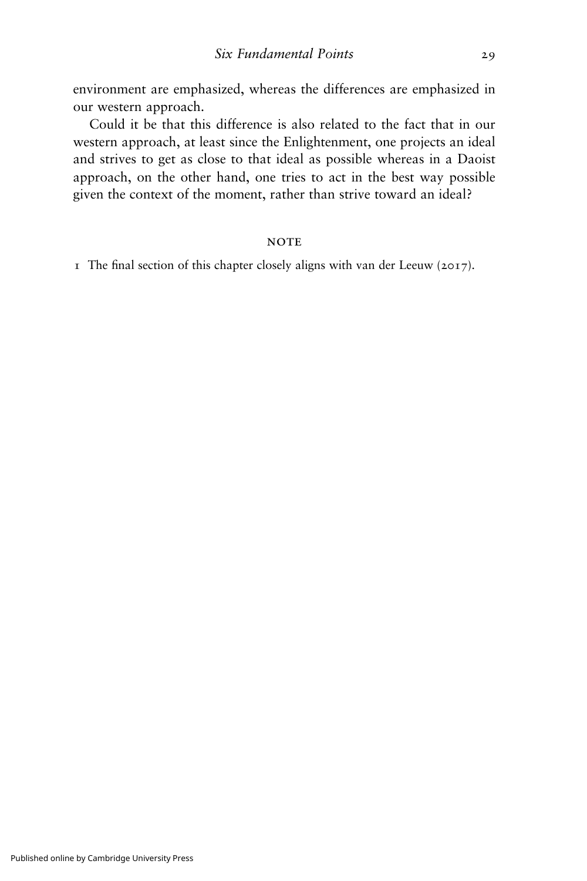environment are emphasized, whereas the differences are emphasized in our western approach.

Could it be that this difference is also related to the fact that in our western approach, at least since the Enlightenment, one projects an ideal and strives to get as close to that ideal as possible whereas in a Daoist approach, on the other hand, one tries to act in the best way possible given the context of the moment, rather than strive toward an ideal?

## NOTE

1 The final section of this chapter closely aligns with van der Leeuw (2017).